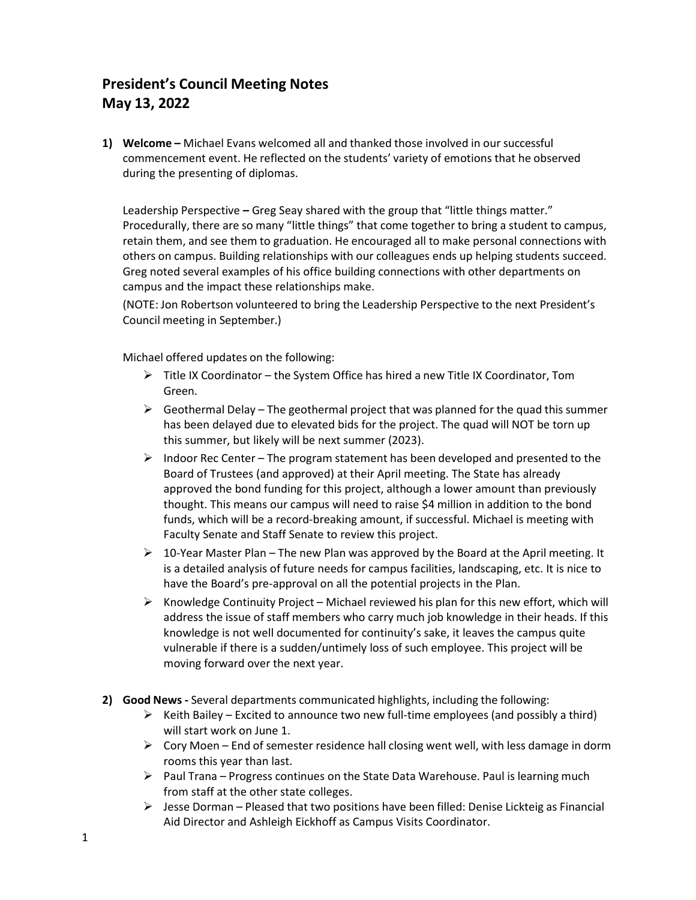# President's Council Meeting Notes
# May 13, 2022

1) **Welcome –** Michael Evans welcomed all and thanked those involved in our successful commencement event. He reflected on the students' variety of emotions that he observed during the presenting of diplomas.

   Leadership Perspective **–** Greg Seay shared with the group that "little things matter." Procedurally, there are so many "little things" that come together to bring a student to campus, retain them, and see them to graduation. He encouraged all to make personal connections with others on campus. Building relationships with our colleagues ends up helping students succeed. Greg noted several examples of his office building connections with other departments on campus and the impact these relationships make.
   (NOTE: Jon Robertson volunteered to bring the Leadership Perspective to the next President's Council meeting in September.)

   Michael offered updates on the following:

   - Title IX Coordinator – the System Office has hired a new Title IX Coordinator, Tom Green.
   - Geothermal Delay – The geothermal project that was planned for the quad this summer has been delayed due to elevated bids for the project. The quad will NOT be torn up this summer, but likely will be next summer (2023).
   - Indoor Rec Center – The program statement has been developed and presented to the Board of Trustees (and approved) at their April meeting. The State has already approved the bond funding for this project, although a lower amount than previously thought. This means our campus will need to raise $4 million in addition to the bond funds, which will be a record-breaking amount, if successful. Michael is meeting with Faculty Senate and Staff Senate to review this project.
   - 10-Year Master Plan – The new Plan was approved by the Board at the April meeting. It is a detailed analysis of future needs for campus facilities, landscaping, etc. It is nice to have the Board's pre-approval on all the potential projects in the Plan.
   - Knowledge Continuity Project – Michael reviewed his plan for this new effort, which will address the issue of staff members who carry much job knowledge in their heads. If this knowledge is not well documented for continuity's sake, it leaves the campus quite vulnerable if there is a sudden/untimely loss of such employee. This project will be moving forward over the next year.

2) **Good News -** Several departments communicated highlights, including the following:

   - Keith Bailey – Excited to announce two new full-time employees (and possibly a third) will start work on June 1.
   - Cory Moen – End of semester residence hall closing went well, with less damage in dorm rooms this year than last.
   - Paul Trana – Progress continues on the State Data Warehouse. Paul is learning much from staff at the other state colleges.
   - Jesse Dorman – Pleased that two positions have been filled: Denise Lickteig as Financial Aid Director and Ashleigh Eickhoff as Campus Visits Coordinator.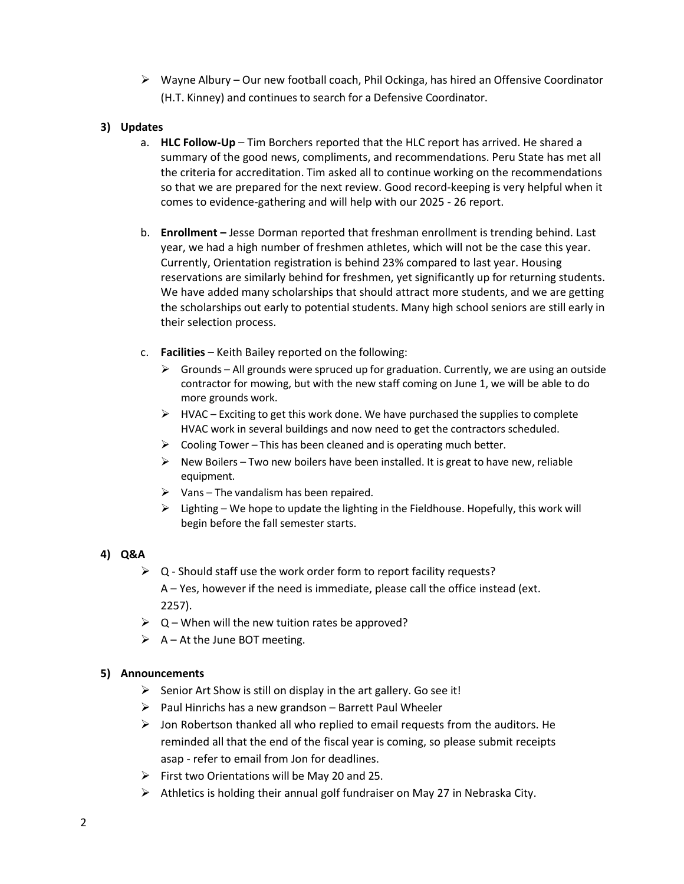- Wayne Albury – Our new football coach, Phil Ockinga, has hired an Offensive Coordinator (H.T. Kinney) and continues to search for a Defensive Coordinator.

**3) Updates**

a. **HLC Follow-Up** – Tim Borchers reported that the HLC report has arrived. He shared a summary of the good news, compliments, and recommendations. Peru State has met all the criteria for accreditation. Tim asked all to continue working on the recommendations so that we are prepared for the next review. Good record-keeping is very helpful when it comes to evidence-gathering and will help with our 2025 - 26 report.

b. **Enrollment –** Jesse Dorman reported that freshman enrollment is trending behind. Last year, we had a high number of freshmen athletes, which will not be the case this year. Currently, Orientation registration is behind 23% compared to last year. Housing reservations are similarly behind for freshmen, yet significantly up for returning students. We have added many scholarships that should attract more students, and we are getting the scholarships out early to potential students. Many high school seniors are still early in their selection process.

c. **Facilities** – Keith Bailey reported on the following:

- Grounds – All grounds were spruced up for graduation. Currently, we are using an outside contractor for mowing, but with the new staff coming on June 1, we will be able to do more grounds work.
- HVAC – Exciting to get this work done. We have purchased the supplies to complete HVAC work in several buildings and now need to get the contractors scheduled.
- Cooling Tower – This has been cleaned and is operating much better.
- New Boilers – Two new boilers have been installed. It is great to have new, reliable equipment.
- Vans – The vandalism has been repaired.
- Lighting – We hope to update the lighting in the Fieldhouse. Hopefully, this work will begin before the fall semester starts.

**4) Q&A**

- Q - Should staff use the work order form to report facility requests?
  A – Yes, however if the need is immediate, please call the office instead (ext. 2257).
- Q – When will the new tuition rates be approved?
- A – At the June BOT meeting.

**5) Announcements**

- Senior Art Show is still on display in the art gallery. Go see it!
- Paul Hinrichs has a new grandson – Barrett Paul Wheeler
- Jon Robertson thanked all who replied to email requests from the auditors. He reminded all that the end of the fiscal year is coming, so please submit receipts asap - refer to email from Jon for deadlines.
- First two Orientations will be May 20 and 25.
- Athletics is holding their annual golf fundraiser on May 27 in Nebraska City.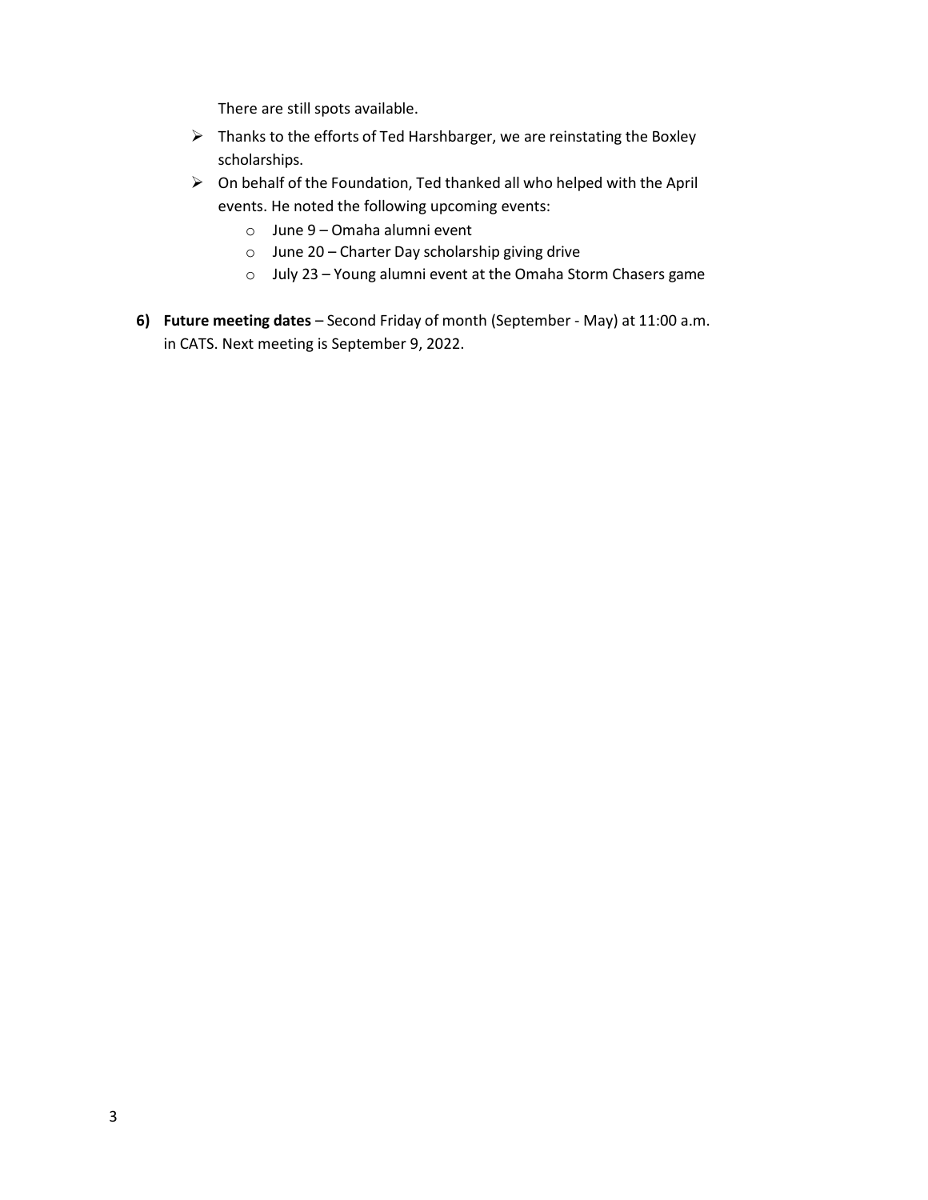There are still spots available.

- Thanks to the efforts of Ted Harshbarger, we are reinstating the Boxley scholarships.
- On behalf of the Foundation, Ted thanked all who helped with the April events. He noted the following upcoming events:
  - June 9 – Omaha alumni event
  - June 20 – Charter Day scholarship giving drive
  - July 23 – Young alumni event at the Omaha Storm Chasers game

6) **Future meeting dates** – Second Friday of month (September - May) at 11:00 a.m. in CATS. Next meeting is September 9, 2022.